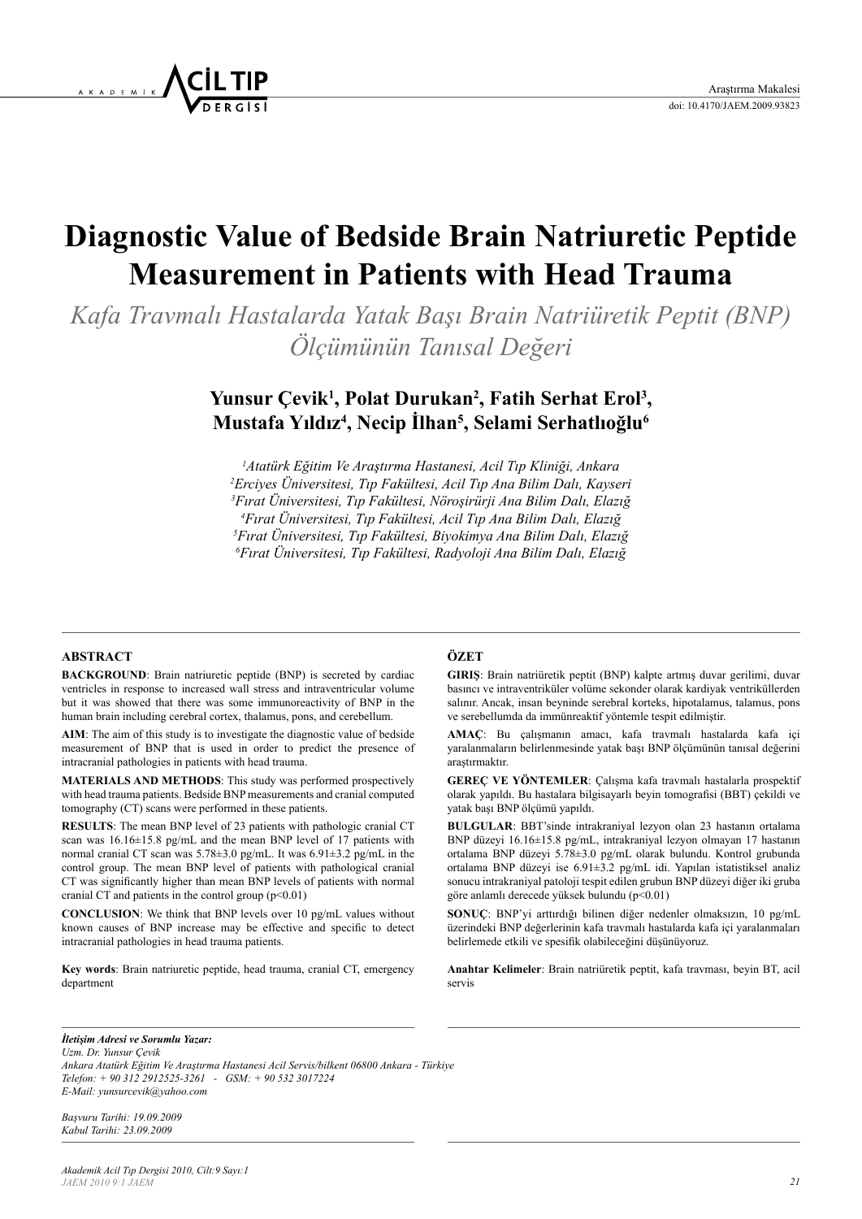Araştırma Makalesi
doi: 10.4170/JAEM.2009.93823

# Diagnostic Value of Bedside Brain Natriuretic Peptide Measurement in Patients with Head Trauma

*Kafa Travmalı Hastalarda Yatak Başı Brain Natriüretik Peptit (BNP) Ölçümünün Tanısal Değeri*

**Yunsur Çevik[1], Polat Durukan[2], Fatih Serhat Erol[3], Mustafa Yıldız[4], Necip İlhan[5], Selami Serhatlıoğlu[6]**

*[1]Atatürk Eğitim Ve Araştırma Hastanesi, Acil Tıp Kliniği, Ankara*
*[2]Erciyes Üniversitesi, Tıp Fakültesi, Acil Tıp Ana Bilim Dalı, Kayseri*
*[3]Fırat Üniversitesi, Tıp Fakültesi, Nöroşirürji Ana Bilim Dalı, Elazığ*
*[4]Fırat Üniversitesi, Tıp Fakültesi, Acil Tıp Ana Bilim Dalı, Elazığ*
*[5]Fırat Üniversitesi, Tıp Fakültesi, Biyokimya Ana Bilim Dalı, Elazığ*
*[6]Fırat Üniversitesi, Tıp Fakültesi, Radyoloji Ana Bilim Dalı, Elazığ*

## ABSTRACT

**BACKGROUND**: Brain natriuretic peptide (BNP) is secreted by cardiac ventricles in response to increased wall stress and intraventricular volume but it was showed that there was some immunoreactivity of BNP in the human brain including cerebral cortex, thalamus, pons, and cerebellum.

**AIM**: The aim of this study is to investigate the diagnostic value of bedside measurement of BNP that is used in order to predict the presence of intracranial pathologies in patients with head trauma.

**MATERIALS AND METHODS**: This study was performed prospectively with head trauma patients. Bedside BNP measurements and cranial computed tomography (CT) scans were performed in these patients.

**RESULTS**: The mean BNP level of 23 patients with pathologic cranial CT scan was 16.16±15.8 pg/mL and the mean BNP level of 17 patients with normal cranial CT scan was 5.78±3.0 pg/mL. It was 6.91±3.2 pg/mL in the control group. The mean BNP level of patients with pathological cranial CT was significantly higher than mean BNP levels of patients with normal cranial CT and patients in the control group ($p<0.01$)

**CONCLUSION**: We think that BNP levels over 10 pg/mL values without known causes of BNP increase may be effective and specific to detect intracranial pathologies in head trauma patients.

**Key words**: Brain natriuretic peptide, head trauma, cranial CT, emergency department

## ÖZET

**GIRIŞ**: Brain natriüretik peptit (BNP) kalpte artmış duvar gerilimi, duvar basıncı ve intraventriküler volüme sekonder olarak kardiyak ventriküllerden salınır. Ancak, insan beyninde serebral korteks, hipotalamus, talamus, pons ve serebellumda da immünreaktif yöntemle tespit edilmiştir.

**AMAÇ**: Bu çalışmanın amacı, kafa travmalı hastalarda kafa içi yaralanmaların belirlenmesinde yatak başı BNP ölçümünün tanısal değerini araştırmaktır.

**GEREÇ VE YÖNTEMLER**: Çalışma kafa travmalı hastalarla prospektif olarak yapıldı. Bu hastalara bilgisayarlı beyin tomografisi (BBT) çekildi ve yatak başı BNP ölçümü yapıldı.

**BULGULAR**: BBT'sinde intrakraniyal lezyon olan 23 hastanın ortalama BNP düzeyi 16.16±15.8 pg/mL, intrakraniyal lezyon olmayan 17 hastanın ortalama BNP düzeyi 5.78±3.0 pg/mL olarak bulundu. Kontrol grubunda ortalama BNP düzeyi ise 6.91±3.2 pg/mL idi. Yapılan istatistiksel analiz sonucu intrakraniyal patoloji tespit edilen grubun BNP düzeyi diğer iki gruba göre anlamlı derecede yüksek bulundu ($p<0.01$)

**SONUÇ**: BNP'yi arttırdığı bilinen diğer nedenler olmaksızın, 10 pg/mL üzerindeki BNP değerlerinin kafa travmalı hastalarda kafa içi yaralanmaları belirlemede etkili ve spesifik olabileceğini düşünüyoruz.

**Anahtar Kelimeler**: Brain natriüretik peptit, kafa travması, beyin BT, acil servis

***İletişim Adresi ve Sorumlu Yazar:***
*Uzm. Dr. Yunsur Çevik*
*Ankara Atatürk Eğitim Ve Araştırma Hastanesi Acil Servis/bilkent 06800 Ankara - Türkiye*
*Telefon: + 90 312 2912525-3261 - GSM: + 90 532 3017224*
*E-Mail: yunsurcevik@yahoo.com*

*Başvuru Tarihi: 19.09.2009*
*Kabul Tarihi: 23.09.2009*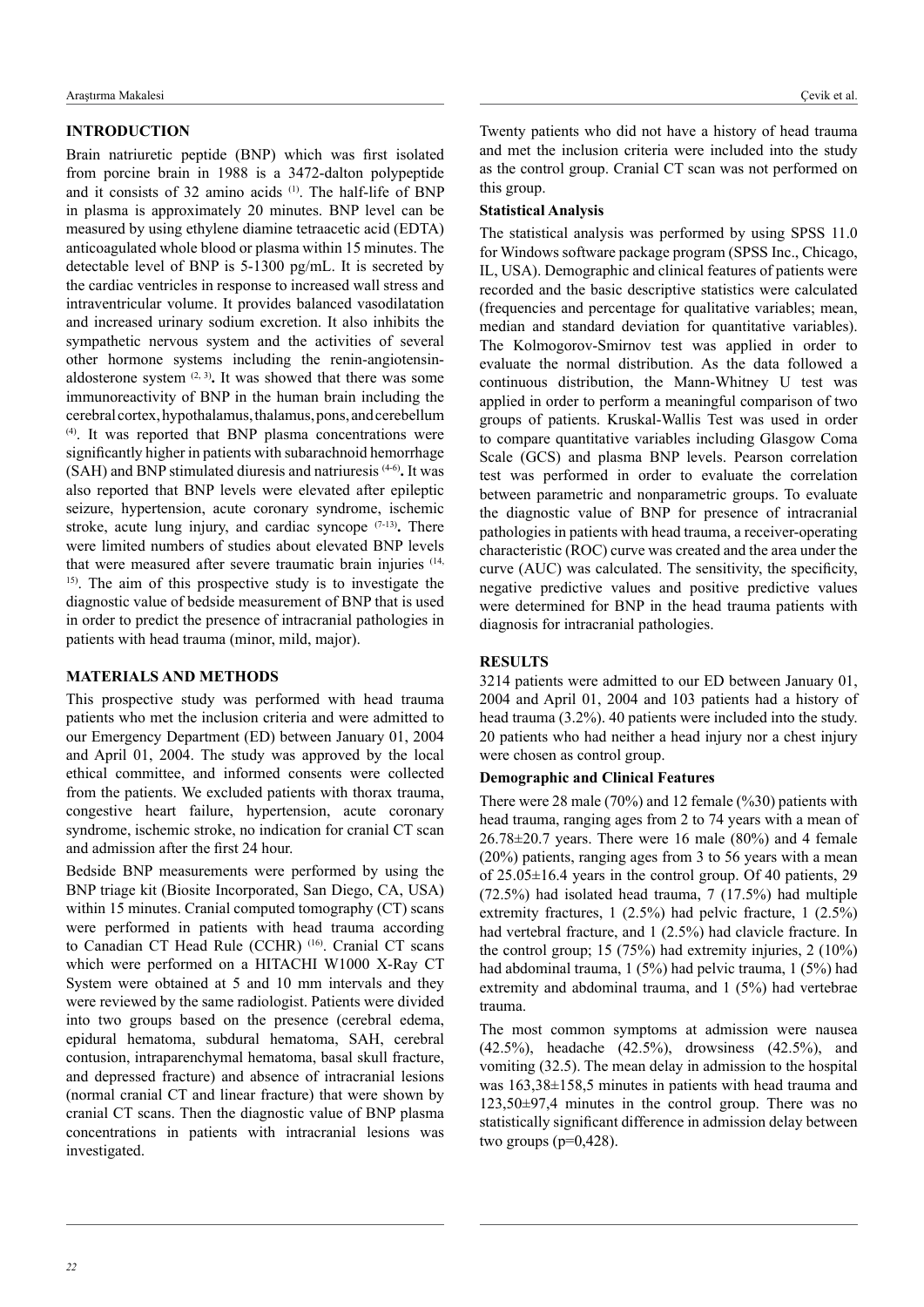## INTRODUCTION

Brain natriuretic peptide (BNP) which was first isolated from porcine brain in 1988 is a 3472-dalton polypeptide and it consists of 32 amino acids [1]. The half-life of BNP in plasma is approximately 20 minutes. BNP level can be measured by using ethylene diamine tetraacetic acid (EDTA) anticoagulated whole blood or plasma within 15 minutes. The detectable level of BNP is 5-1300 pg/mL. It is secreted by the cardiac ventricles in response to increased wall stress and intraventricular volume. It provides balanced vasodilatation and increased urinary sodium excretion. It also inhibits the sympathetic nervous system and the activities of several other hormone systems including the renin-angiotensin-aldosterone system [2, 3]**.** It was showed that there was some immunoreactivity of BNP in the human brain including the cerebral cortex, hypothalamus, thalamus, pons, and cerebellum [4]. It was reported that BNP plasma concentrations were significantly higher in patients with subarachnoid hemorrhage (SAH) and BNP stimulated diuresis and natriuresis [4-6]**.** It was also reported that BNP levels were elevated after epileptic seizure, hypertension, acute coronary syndrome, ischemic stroke, acute lung injury, and cardiac syncope [7-13]**.** There were limited numbers of studies about elevated BNP levels that were measured after severe traumatic brain injuries [14, 15]. The aim of this prospective study is to investigate the diagnostic value of bedside measurement of BNP that is used in order to predict the presence of intracranial pathologies in patients with head trauma (minor, mild, major).

## MATERIALS AND METHODS

This prospective study was performed with head trauma patients who met the inclusion criteria and were admitted to our Emergency Department (ED) between January 01, 2004 and April 01, 2004. The study was approved by the local ethical committee, and informed consents were collected from the patients. We excluded patients with thorax trauma, congestive heart failure, hypertension, acute coronary syndrome, ischemic stroke, no indication for cranial CT scan and admission after the first 24 hour.

Bedside BNP measurements were performed by using the BNP triage kit (Biosite Incorporated, San Diego, CA, USA) within 15 minutes. Cranial computed tomography (CT) scans were performed in patients with head trauma according to Canadian CT Head Rule (CCHR) [16]. Cranial CT scans which were performed on a HITACHI W1000 X-Ray CT System were obtained at 5 and 10 mm intervals and they were reviewed by the same radiologist. Patients were divided into two groups based on the presence (cerebral edema, epidural hematoma, subdural hematoma, SAH, cerebral contusion, intraparenchymal hematoma, basal skull fracture, and depressed fracture) and absence of intracranial lesions (normal cranial CT and linear fracture) that were shown by cranial CT scans. Then the diagnostic value of BNP plasma concentrations in patients with intracranial lesions was investigated.

Twenty patients who did not have a history of head trauma and met the inclusion criteria were included into the study as the control group. Cranial CT scan was not performed on this group.

### Statistical Analysis

The statistical analysis was performed by using SPSS 11.0 for Windows software package program (SPSS Inc., Chicago, IL, USA). Demographic and clinical features of patients were recorded and the basic descriptive statistics were calculated (frequencies and percentage for qualitative variables; mean, median and standard deviation for quantitative variables). The Kolmogorov-Smirnov test was applied in order to evaluate the normal distribution. As the data followed a continuous distribution, the Mann-Whitney U test was applied in order to perform a meaningful comparison of two groups of patients. Kruskal-Wallis Test was used in order to compare quantitative variables including Glasgow Coma Scale (GCS) and plasma BNP levels. Pearson correlation test was performed in order to evaluate the correlation between parametric and nonparametric groups. To evaluate the diagnostic value of BNP for presence of intracranial pathologies in patients with head trauma, a receiver-operating characteristic (ROC) curve was created and the area under the curve (AUC) was calculated. The sensitivity, the specificity, negative predictive values and positive predictive values were determined for BNP in the head trauma patients with diagnosis for intracranial pathologies.

## RESULTS

3214 patients were admitted to our ED between January 01, 2004 and April 01, 2004 and 103 patients had a history of head trauma (3.2%). 40 patients were included into the study. 20 patients who had neither a head injury nor a chest injury were chosen as control group.

### Demographic and Clinical Features

There were 28 male (70%) and 12 female (%30) patients with head trauma, ranging ages from 2 to 74 years with a mean of 26.78±20.7 years. There were 16 male (80%) and 4 female (20%) patients, ranging ages from 3 to 56 years with a mean of 25.05±16.4 years in the control group. Of 40 patients, 29 (72.5%) had isolated head trauma, 7 (17.5%) had multiple extremity fractures, 1 (2.5%) had pelvic fracture, 1 (2.5%) had vertebral fracture, and 1 (2.5%) had clavicle fracture. In the control group; 15 (75%) had extremity injuries, 2 (10%) had abdominal trauma, 1 (5%) had pelvic trauma, 1 (5%) had extremity and abdominal trauma, and 1 (5%) had vertebrae trauma.

The most common symptoms at admission were nausea (42.5%), headache (42.5%), drowsiness (42.5%), and vomiting (32.5). The mean delay in admission to the hospital was 163,38±158,5 minutes in patients with head trauma and 123,50±97,4 minutes in the control group. There was no statistically significant difference in admission delay between two groups (p=0,428).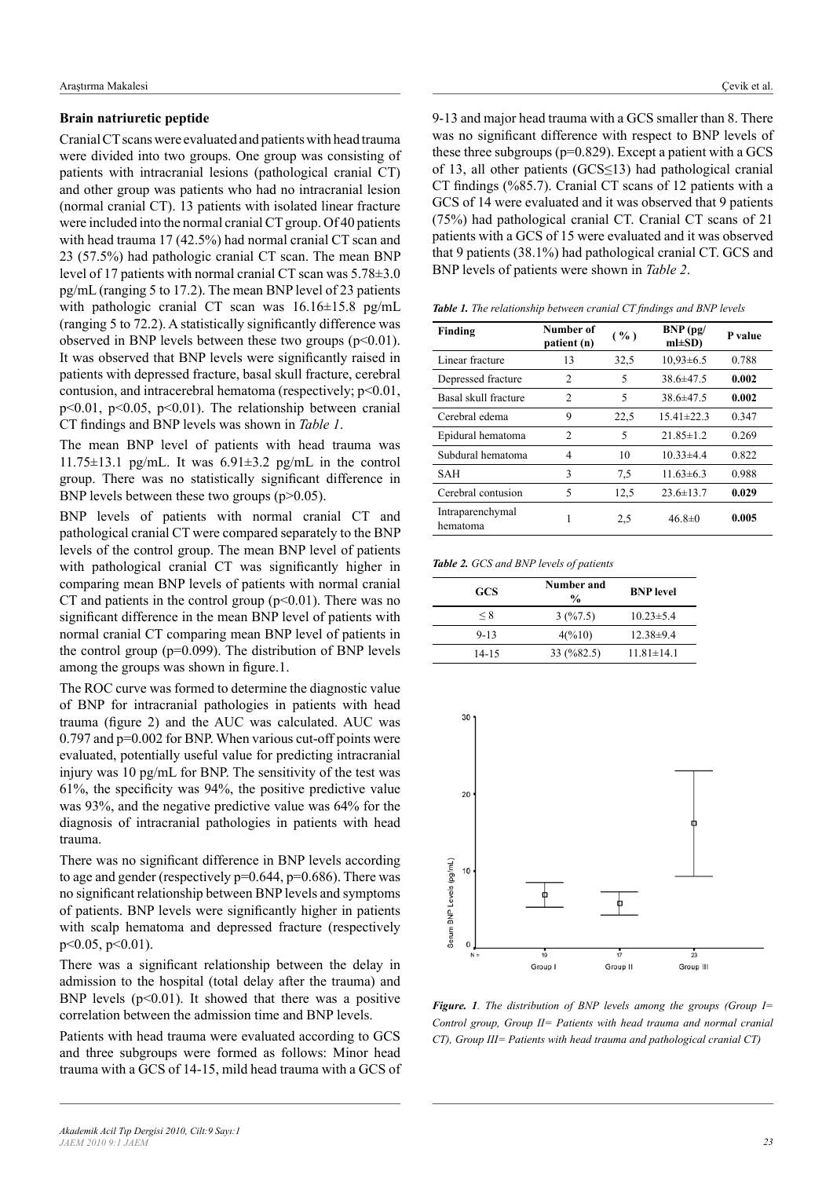### Brain natriuretic peptide

Cranial CT scans were evaluated and patients with head trauma were divided into two groups. One group was consisting of patients with intracranial lesions (pathological cranial CT) and other group was patients who had no intracranial lesion (normal cranial CT). 13 patients with isolated linear fracture were included into the normal cranial CT group. Of 40 patients with head trauma 17 (42.5%) had normal cranial CT scan and 23 (57.5%) had pathologic cranial CT scan. The mean BNP level of 17 patients with normal cranial CT scan was 5.78±3.0 pg/mL (ranging 5 to 17.2). The mean BNP level of 23 patients with pathologic cranial CT scan was 16.16±15.8 pg/mL (ranging 5 to 72.2). A statistically significantly difference was observed in BNP levels between these two groups ($p<0.01$). It was observed that BNP levels were significantly raised in patients with depressed fracture, basal skull fracture, cerebral contusion, and intracerebral hematoma (respectively; $p<0.01$, $p<0.01$, $p<0.05$, $p<0.01$). The relationship between cranial CT findings and BNP levels was shown in *Table 1*.

The mean BNP level of patients with head trauma was 11.75±13.1 pg/mL. It was 6.91±3.2 pg/mL in the control group. There was no statistically significant difference in BNP levels between these two groups ($p>0.05$).

BNP levels of patients with normal cranial CT and pathological cranial CT were compared separately to the BNP levels of the control group. The mean BNP level of patients with pathological cranial CT was significantly higher in comparing mean BNP levels of patients with normal cranial CT and patients in the control group ($p<0.01$). There was no significant difference in the mean BNP level of patients with normal cranial CT comparing mean BNP level of patients in the control group ($p=0.099$). The distribution of BNP levels among the groups was shown in figure.1.

The ROC curve was formed to determine the diagnostic value of BNP for intracranial pathologies in patients with head trauma (figure 2) and the AUC was calculated. AUC was 0.797 and $p=0.002$ for BNP. When various cut-off points were evaluated, potentially useful value for predicting intracranial injury was 10 pg/mL for BNP. The sensitivity of the test was 61%, the specificity was 94%, the positive predictive value was 93%, and the negative predictive value was 64% for the diagnosis of intracranial pathologies in patients with head trauma.

There was no significant difference in BNP levels according to age and gender (respectively $p=0.644$, $p=0.686$). There was no significant relationship between BNP levels and symptoms of patients. BNP levels were significantly higher in patients with scalp hematoma and depressed fracture (respectively $p<0.05$, $p<0.01$).

There was a significant relationship between the delay in admission to the hospital (total delay after the trauma) and BNP levels ($p<0.01$). It showed that there was a positive correlation between the admission time and BNP levels.

Patients with head trauma were evaluated according to GCS and three subgroups were formed as follows: Minor head trauma with a GCS of 14-15, mild head trauma with a GCS of 9-13 and major head trauma with a GCS smaller than 8. There was no significant difference with respect to BNP levels of these three subgroups ($p=0.829$). Except a patient with a GCS of 13, all other patients (GCS≤13) had pathological cranial CT findings (%85.7). Cranial CT scans of 12 patients with a GCS of 14 were evaluated and it was observed that 9 patients (75%) had pathological cranial CT. Cranial CT scans of 21 patients with a GCS of 15 were evaluated and it was observed that 9 patients (38.1%) had pathological cranial CT. GCS and BNP levels of patients were shown in *Table 2*.

***Table 1.*** *The relationship between cranial CT findings and BNP levels*

| Finding | Number of patient (n) | ( % ) | BNP (pg/ml±SD) | P value |
|---|---|---|---|---|
| Linear fracture | 13 | 32,5 | 10,93±6.5 | 0.788 |
| Depressed fracture | 2 | 5 | 38.6±47.5 | **0.002** |
| Basal skull fracture | 2 | 5 | 38.6±47.5 | **0.002** |
| Cerebral edema | 9 | 22,5 | 15.41±22.3 | 0.347 |
| Epidural hematoma | 2 | 5 | 21.85±1.2 | 0.269 |
| Subdural hematoma | 4 | 10 | 10.33±4.4 | 0.822 |
| SAH | 3 | 7,5 | 11.63±6.3 | 0.988 |
| Cerebral contusion | 5 | 12,5 | 23.6±13.7 | **0.029** |
| Intraparenchymal hematoma | 1 | 2,5 | 46.8±0 | **0.005** |

***Table 2.*** *GCS and BNP levels of patients*

| GCS | Number and % | BNP level |
|---|---|---|
| ≤ 8 | 3 (%7.5) | 10.23±5.4 |
| 9-13 | 4(%10) | 12.38±9.4 |
| 14-15 | 33 (%82.5) | 11.81±14.1 |

***Figure. 1****. The distribution of BNP levels among the groups (Group I= Control group, Group II= Patients with head trauma and normal cranial CT), Group III= Patients with head trauma and pathological cranial CT)*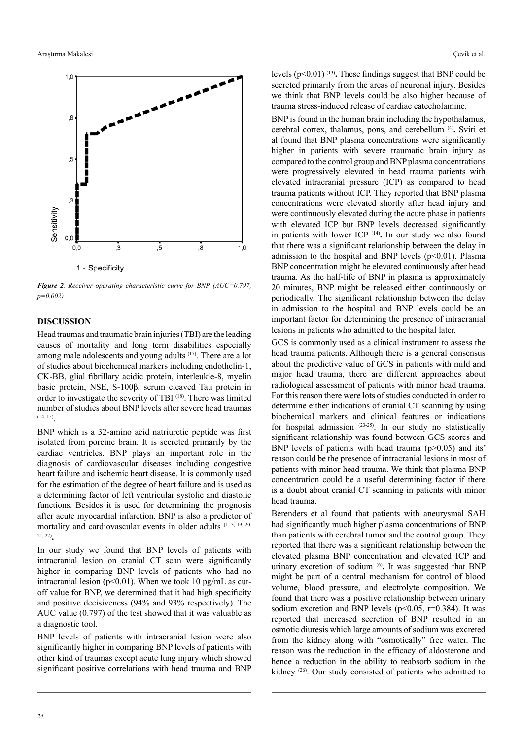*Figure 2. Receiver operating characteristic curve for BNP (AUC=0.797, p=0.002)*

## DISCUSSION

Head traumas and traumatic brain injuries (TBI) are the leading causes of mortality and long term disabilities especially among male adolescents and young adults [17]. There are a lot of studies about biochemical markers including endothelin-1, CK-BB, glial fibrillary acidic protein, interleukie-8, myelin basic protein, NSE, S-100β, serum cleaved Tau protein in order to investigate the severity of TBI [18]. There was limited number of studies about BNP levels after severe head traumas [14, 15].

BNP which is a 32-amino acid natriuretic peptide was first isolated from porcine brain. It is secreted primarily by the cardiac ventricles. BNP plays an important role in the diagnosis of cardiovascular diseases including congestive heart failure and ischemic heart disease. It is commonly used for the estimation of the degree of heart failure and is used as a determining factor of left ventricular systolic and diastolic functions. Besides it is used for determining the prognosis after acute myocardial infarction. BNP is also a predictor of mortality and cardiovascular events in older adults [1, 3, 19, 20, 21, 22].

In our study we found that BNP levels of patients with intracranial lesion on cranial CT scan were significantly higher in comparing BNP levels of patients who had no intracranial lesion ($p<0.01$). When we took 10 pg/mL as cut-off value for BNP, we determined that it had high specificity and positive decisiveness (94% and 93% respectively). The AUC value (0.797) of the test showed that it was valuable as a diagnostic tool.

BNP levels of patients with intracranial lesion were also significantly higher in comparing BNP levels of patients with other kind of traumas except acute lung injury which showed significant positive correlations with head trauma and BNP levels ($p<0.01$) [13]**.** These findings suggest that BNP could be secreted primarily from the areas of neuronal injury. Besides we think that BNP levels could be also higher because of trauma stress-induced release of cardiac catecholamine.

BNP is found in the human brain including the hypothalamus, cerebral cortex, thalamus, pons, and cerebellum [4]**.** Sviri et al found that BNP plasma concentrations were significantly higher in patients with severe traumatic brain injury as compared to the control group and BNP plasma concentrations were progressively elevated in head trauma patients with elevated intracranial pressure (ICP) as compared to head trauma patients without ICP. They reported that BNP plasma concentrations were elevated shortly after head injury and were continuously elevated during the acute phase in patients with elevated ICP but BNP levels decreased significantly in patients with lower ICP [14]**.** In our study we also found that there was a significant relationship between the delay in admission to the hospital and BNP levels ($p<0.01$). Plasma BNP concentration might be elevated continuously after head trauma. As the half-life of BNP in plasma is approximately 20 minutes, BNP might be released either continuously or periodically. The significant relationship between the delay in admission to the hospital and BNP levels could be an important factor for determining the presence of intracranial lesions in patients who admitted to the hospital later.

GCS is commonly used as a clinical instrument to assess the head trauma patients. Although there is a general consensus about the predictive value of GCS in patients with mild and major head trauma, there are different approaches about radiological assessment of patients with minor head trauma. For this reason there were lots of studies conducted in order to determine either indications of cranial CT scanning by using biochemical markers and clinical features or indications for hospital admission [23-25]. In our study no statistically significant relationship was found between GCS scores and BNP levels of patients with head trauma ($p>0.05$) and its' reason could be the presence of intracranial lesions in most of patients with minor head trauma. We think that plasma BNP concentration could be a useful determining factor if there is a doubt about cranial CT scanning in patients with minor head trauma.

Berenders et al found that patients with aneurysmal SAH had significantly much higher plasma concentrations of BNP than patients with cerebral tumor and the control group. They reported that there was a significant relationship between the elevated plasma BNP concentration and elevated ICP and urinary excretion of sodium [6]**.** It was suggested that BNP might be part of a central mechanism for control of blood volume, blood pressure, and electrolyte composition. We found that there was a positive relationship between urinary sodium excretion and BNP levels ($p<0.05$, $r=0.384$). It was reported that increased secretion of BNP resulted in an osmotic diuresis which large amounts of sodium was excreted from the kidney along with "osmotically" free water. The reason was the reduction in the efficacy of aldosterone and hence a reduction in the ability to reabsorb sodium in the kidney [26]. Our study consisted of patients who admitted to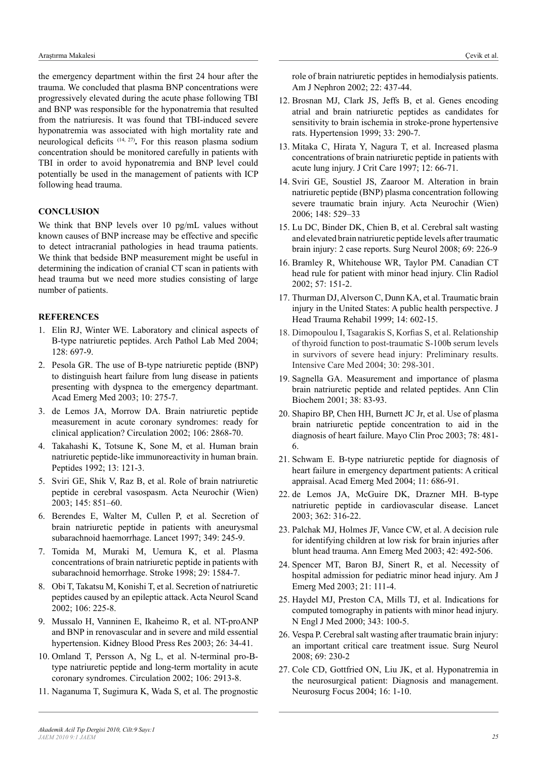the emergency department within the first 24 hour after the trauma. We concluded that plasma BNP concentrations were progressively elevated during the acute phase following TBI and BNP was responsible for the hyponatremia that resulted from the natriuresis. It was found that TBI-induced severe hyponatremia was associated with high mortality rate and neurological deficits [14, 27]. For this reason plasma sodium concentration should be monitored carefully in patients with TBI in order to avoid hyponatremia and BNP level could potentially be used in the management of patients with ICP following head trauma.

## CONCLUSION

We think that BNP levels over 10 pg/mL values without known causes of BNP increase may be effective and specific to detect intracranial pathologies in head trauma patients. We think that bedside BNP measurement might be useful in determining the indication of cranial CT scan in patients with head trauma but we need more studies consisting of large number of patients.

## REFERENCES

1. Elin RJ, Winter WE. Laboratory and clinical aspects of B-type natriuretic peptides. Arch Pathol Lab Med 2004; 128: 697-9.
2. Pesola GR. The use of B-type natriuretic peptide (BNP) to distinguish heart failure from lung disease in patients presenting with dyspnea to the emergency departmant. Acad Emerg Med 2003; 10: 275-7.
3. de Lemos JA, Morrow DA. Brain natriuretic peptide measurement in acute coronary syndromes: ready for clinical application? Circulation 2002; 106: 2868-70.
4. Takahashi K, Totsune K, Sone M, et al. Human brain natriuretic peptide-like immunoreactivity in human brain. Peptides 1992; 13: 121-3.
5. Sviri GE, Shik V, Raz B, et al. Role of brain natriuretic peptide in cerebral vasospasm. Acta Neurochir (Wien) 2003; 145: 851–60.
6. Berendes E, Walter M, Cullen P, et al. Secretion of brain natriuretic peptide in patients with aneurysmal subarachnoid haemorrhage. Lancet 1997; 349: 245-9.
7. Tomida M, Muraki M, Uemura K, et al. Plasma concentrations of brain natriuretic peptide in patients with subarachnoid hemorrhage. Stroke 1998; 29: 1584-7.
8. Obi T, Takatsu M, Konishi T, et al. Secretion of natriuretic peptides caused by an epileptic attack. Acta Neurol Scand 2002; 106: 225-8.
9. Mussalo H, Vanninen E, Ikaheimo R, et al. NT-proANP and BNP in renovascular and in severe and mild essential hypertension. Kidney Blood Press Res 2003; 26: 34-41.
10. Omland T, Persson A, Ng L, et al. N-terminal pro-B-type natriuretic peptide and long-term mortality in acute coronary syndromes. Circulation 2002; 106: 2913-8.
11. Naganuma T, Sugimura K, Wada S, et al. The prognostic role of brain natriuretic peptides in hemodialysis patients. Am J Nephron 2002; 22: 437-44.
12. Brosnan MJ, Clark JS, Jeffs B, et al. Genes encoding atrial and brain natriuretic peptides as candidates for sensitivity to brain ischemia in stroke-prone hypertensive rats. Hypertension 1999; 33: 290-7.
13. Mitaka C, Hirata Y, Nagura T, et al. Increased plasma concentrations of brain natriuretic peptide in patients with acute lung injury. J Crit Care 1997; 12: 66-71.
14. Sviri GE, Soustiel JS, Zaaroor M. Alteration in brain natriuretic peptide (BNP) plasma concentration following severe traumatic brain injury. Acta Neurochir (Wien) 2006; 148: 529–33
15. Lu DC, Binder DK, Chien B, et al. Cerebral salt wasting and elevated brain natriuretic peptide levels after traumatic brain injury: 2 case reports. Surg Neurol 2008; 69: 226-9
16. Bramley R, Whitehouse WR, Taylor PM. Canadian CT head rule for patient with minor head injury. Clin Radiol 2002; 57: 151-2.
17. Thurman DJ, Alverson C, Dunn KA, et al. Traumatic brain injury in the United States: A public health perspective. J Head Trauma Rehabil 1999; 14: 602-15.
18. Dimopoulou I, Tsagarakis S, Korfias S, et al. Relationship of thyroid function to post-traumatic S-100b serum levels in survivors of severe head injury: Preliminary results. Intensive Care Med 2004; 30: 298-301.
19. Sagnella GA. Measurement and importance of plasma brain natriuretic peptide and related peptides. Ann Clin Biochem 2001; 38: 83-93.
20. Shapiro BP, Chen HH, Burnett JC Jr, et al. Use of plasma brain natriuretic peptide concentration to aid in the diagnosis of heart failure. Mayo Clin Proc 2003; 78: 481-6.
21. Schwam E. B-type natriuretic peptide for diagnosis of heart failure in emergency department patients: A critical appraisal. Acad Emerg Med 2004; 11: 686-91.
22. de Lemos JA, McGuire DK, Drazner MH. B-type natriuretic peptide in cardiovascular disease. Lancet 2003; 362: 316-22.
23. Palchak MJ, Holmes JF, Vance CW, et al. A decision rule for identifying children at low risk for brain injuries after blunt head trauma. Ann Emerg Med 2003; 42: 492-506.
24. Spencer MT, Baron BJ, Sinert R, et al. Necessity of hospital admission for pediatric minor head injury. Am J Emerg Med 2003; 21: 111-4.
25. Haydel MJ, Preston CA, Mills TJ, et al. Indications for computed tomography in patients with minor head injury. N Engl J Med 2000; 343: 100-5.
26. Vespa P. Cerebral salt wasting after traumatic brain injury: an important critical care treatment issue. Surg Neurol 2008; 69: 230-2
27. Cole CD, Gottfried ON, Liu JK, et al. Hyponatremia in the neurosurgical patient: Diagnosis and management. Neurosurg Focus 2004; 16: 1-10.